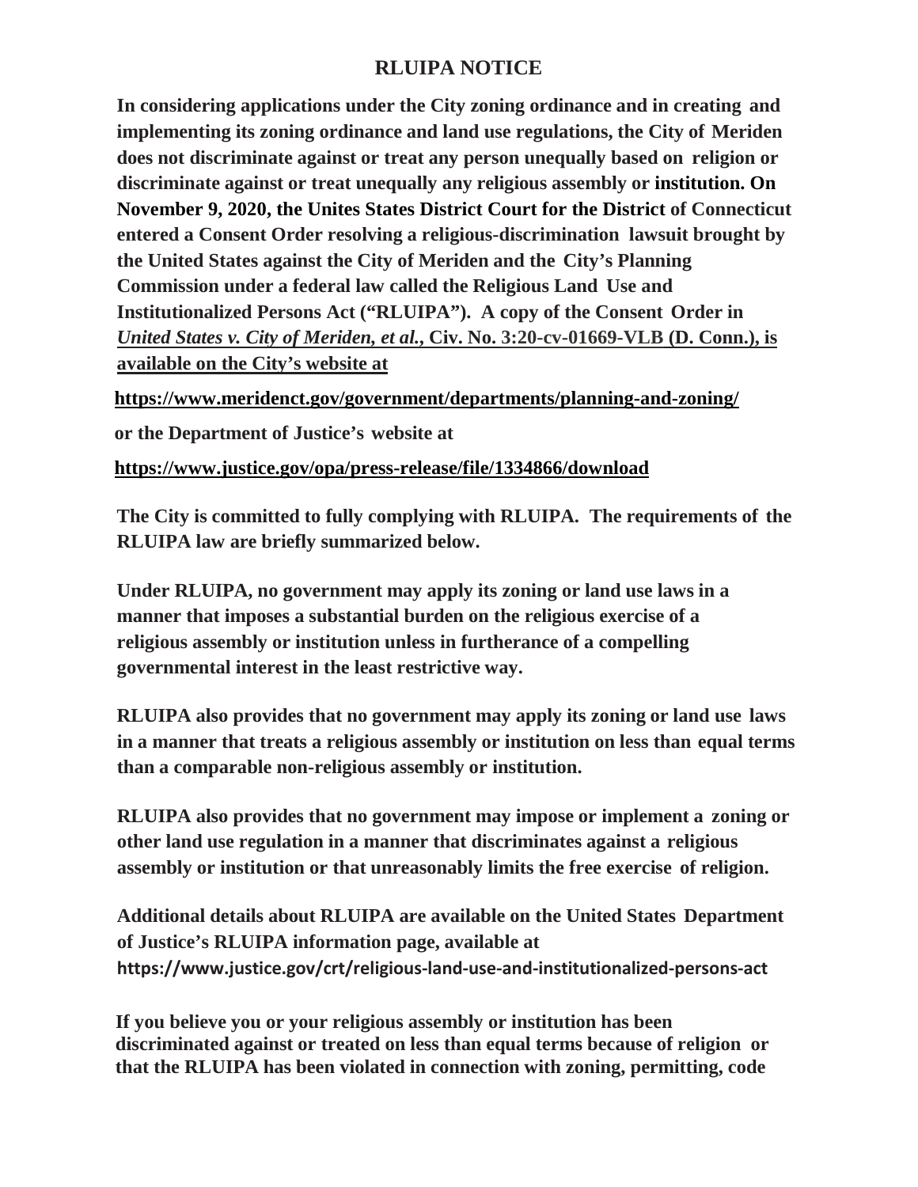# RLUIPA NOTICE

**In considering applications under the City zoning ordinance and in creating and implementing its zoning ordinance and land use regulations, the City of Meriden does not discriminate against or treat any person unequally based on religion or discriminate against or treat unequally any religious assembly or institution. On November 9, 2020, the Unites States District Court for the District of Connecticut entered a Consent Order resolving a religious-discrimination lawsuit brought by the United States against the City of Meriden and the City's Planning Commission under a federal law called the Religious Land Use and Institutionalized Persons Act ("RLUIPA"). A copy of the Consent Order in *United States v. City of Meriden, et al.*, Civ. No. 3:20-cv-01669-VLB (D. Conn.), is available on the City's website at**

**https://www.meridenct.gov/government/departments/planning-and-zoning/**

**or the Department of Justice's website at**

**https://www.justice.gov/opa/press-release/file/1334866/download**

**The City is committed to fully complying with RLUIPA. The requirements of the RLUIPA law are briefly summarized below.**

**Under RLUIPA, no government may apply its zoning or land use laws in a manner that imposes a substantial burden on the religious exercise of a religious assembly or institution unless in furtherance of a compelling governmental interest in the least restrictive way.**

**RLUIPA also provides that no government may apply its zoning or land use laws in a manner that treats a religious assembly or institution on less than equal terms than a comparable non-religious assembly or institution.**

**RLUIPA also provides that no government may impose or implement a zoning or other land use regulation in a manner that discriminates against a religious assembly or institution or that unreasonably limits the free exercise of religion.**

**Additional details about RLUIPA are available on the United States Department of Justice's RLUIPA information page, available at https://www.justice.gov/crt/religious-land-use-and-institutionalized-persons-act**

**If you believe you or your religious assembly or institution has been discriminated against or treated on less than equal terms because of religion or that the RLUIPA has been violated in connection with zoning, permitting, code**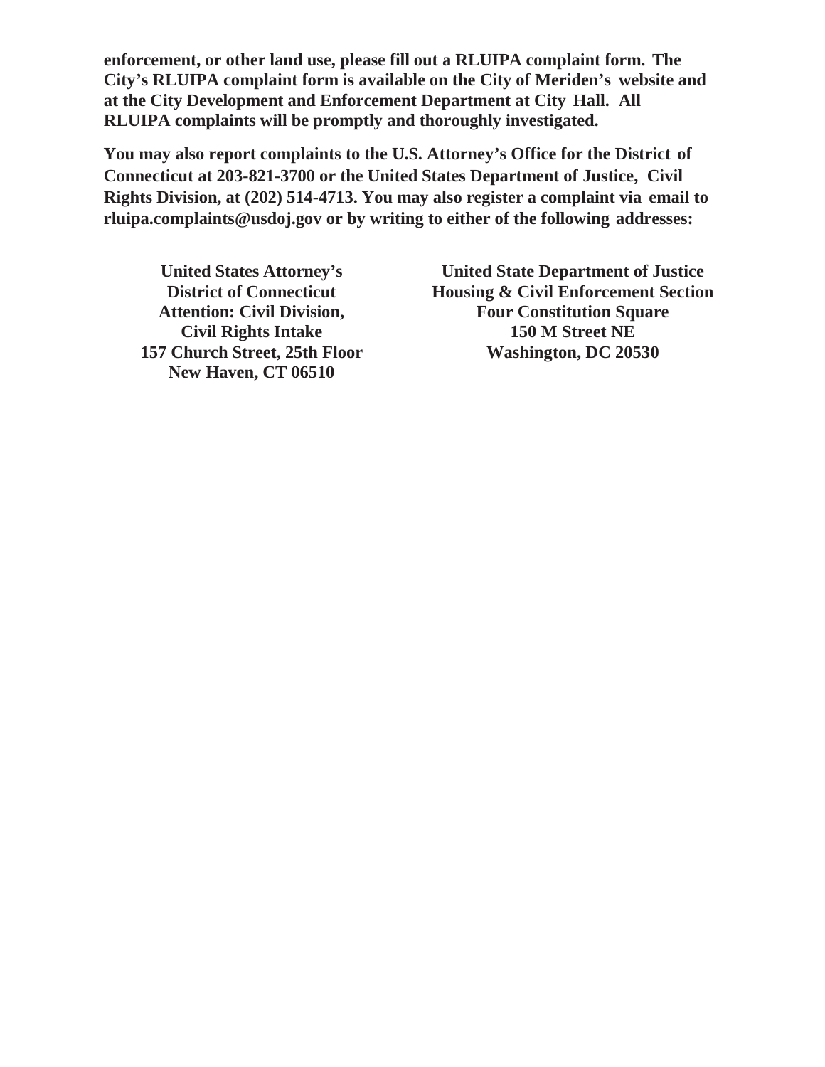**enforcement, or other land use, please fill out a RLUIPA complaint form. The City's RLUIPA complaint form is available on the City of Meriden's website and at the City Development and Enforcement Department at City Hall. All RLUIPA complaints will be promptly and thoroughly investigated.**

**You may also report complaints to the U.S. Attorney's Office for the District of Connecticut at 203-821-3700 or the United States Department of Justice, Civil Rights Division, at (202) 514-4713. You may also register a complaint via email to rluipa.complaints@usdoj.gov or by writing to either of the following addresses:**

**United States Attorney's**
**District of Connecticut**
**Attention: Civil Division,**
**Civil Rights Intake**
**157 Church Street, 25th Floor**
**New Haven, CT 06510**

**United State Department of Justice**
**Housing & Civil Enforcement Section**
**Four Constitution Square**
**150 M Street NE**
**Washington, DC 20530**